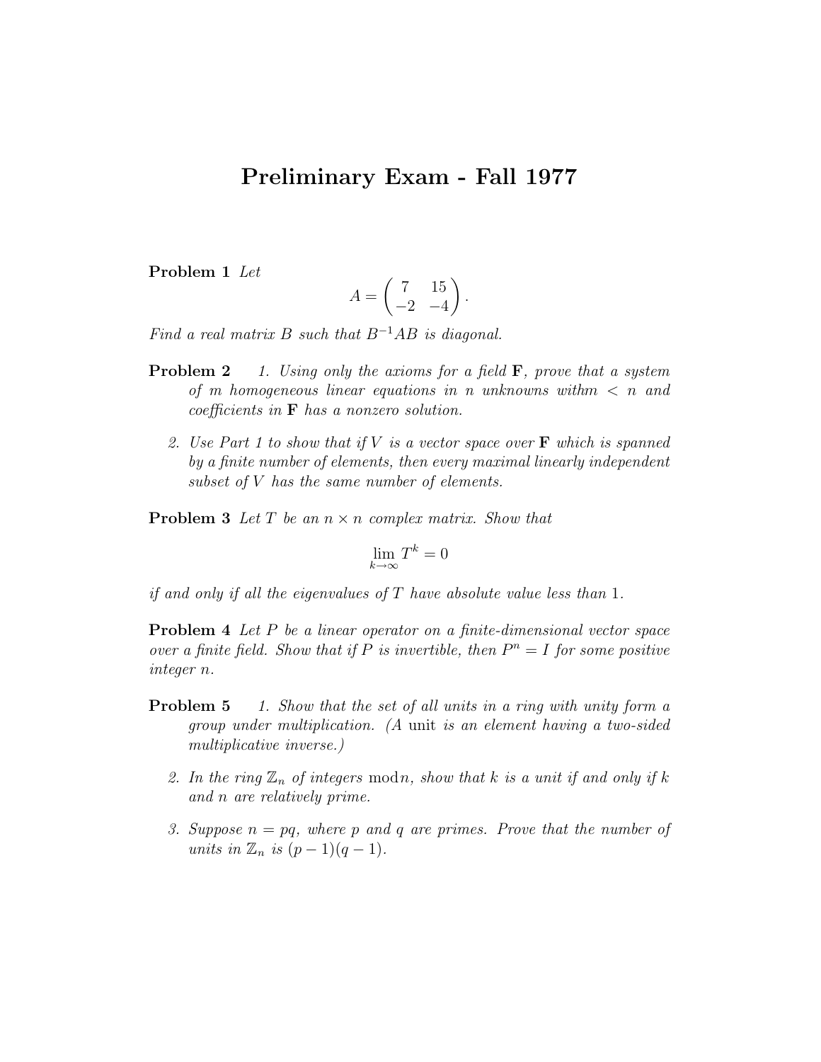# Preliminary Exam - Fall 1977

**Problem 1** *Let*

$$A = \begin{pmatrix} 7 & 15 \\ -2 & -4 \end{pmatrix}.$$

*Find a real matrix $B$ such that $B^{-1}AB$ is diagonal.*

**Problem 2**

1. *Using only the axioms for a field $\mathbf{F}$, prove that a system of $m$ homogeneous linear equations in $n$ unknowns withm $< n$ and coefficients in $\mathbf{F}$ has a nonzero solution.*

2. *Use Part 1 to show that if $V$ is a vector space over $\mathbf{F}$ which is spanned by a finite number of elements, then every maximal linearly independent subset of $V$ has the same number of elements.*

**Problem 3** *Let $T$ be an $n \times n$ complex matrix. Show that*

$$\lim_{k \to \infty} T^k = 0$$

*if and only if all the eigenvalues of $T$ have absolute value less than 1.*

**Problem 4** *Let $P$ be a linear operator on a finite-dimensional vector space over a finite field. Show that if $P$ is invertible, then $P^n = I$ for some positive integer $n$.*

**Problem 5**

1. *Show that the set of all units in a ring with unity form a group under multiplication. (A* unit *is an element having a two-sided multiplicative inverse.)*

2. *In the ring $\mathbb{Z}_n$ of integers* mod$n$*, show that $k$ is a unit if and only if $k$ and $n$ are relatively prime.*

3. *Suppose $n = pq$, where $p$ and $q$ are primes. Prove that the number of units in $\mathbb{Z}_n$ is $(p-1)(q-1)$.*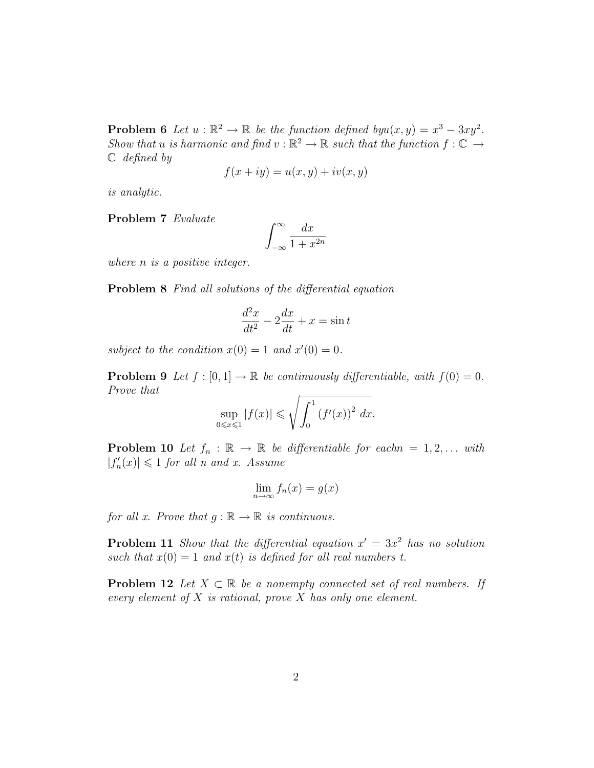**Problem 6** *Let $u : \mathbb{R}^2 \to \mathbb{R}$ be the function defined byu$(x, y) = x^3 - 3xy^2$. Show that u is harmonic and find $v : \mathbb{R}^2 \to \mathbb{R}$ such that the function $f : \mathbb{C} \to \mathbb{C}$ defined by*

$$f(x + iy) = u(x, y) + iv(x, y)$$

*is analytic.*

**Problem 7** *Evaluate*

$$\int_{-\infty}^{\infty} \frac{dx}{1 + x^{2n}}$$

*where $n$ is a positive integer.*

**Problem 8** *Find all solutions of the differential equation*

$$\frac{d^2x}{dt^2} - 2\frac{dx}{dt} + x = \sin t$$

*subject to the condition $x(0) = 1$ and $x'(0) = 0$.*

**Problem 9** *Let $f : [0, 1] \to \mathbb{R}$ be continuously differentiable, with $f(0) = 0$. Prove that*

$$\sup_{0 \leqslant x \leqslant 1} |f(x)| \leqslant \sqrt{\int_0^1 (f'(x))^2 \, dx}.$$

**Problem 10** *Let $f_n : \mathbb{R} \to \mathbb{R}$ be differentiable for eachn $= 1, 2, \ldots$ with $|f_n'(x)| \leqslant 1$ for all $n$ and $x$. Assume*

$$\lim_{n \to \infty} f_n(x) = g(x)$$

*for all $x$. Prove that $g : \mathbb{R} \to \mathbb{R}$ is continuous.*

**Problem 11** *Show that the differential equation $x' = 3x^2$ has no solution such that $x(0) = 1$ and $x(t)$ is defined for all real numbers $t$.*

**Problem 12** *Let $X \subset \mathbb{R}$ be a nonempty connected set of real numbers. If every element of $X$ is rational, prove $X$ has only one element.*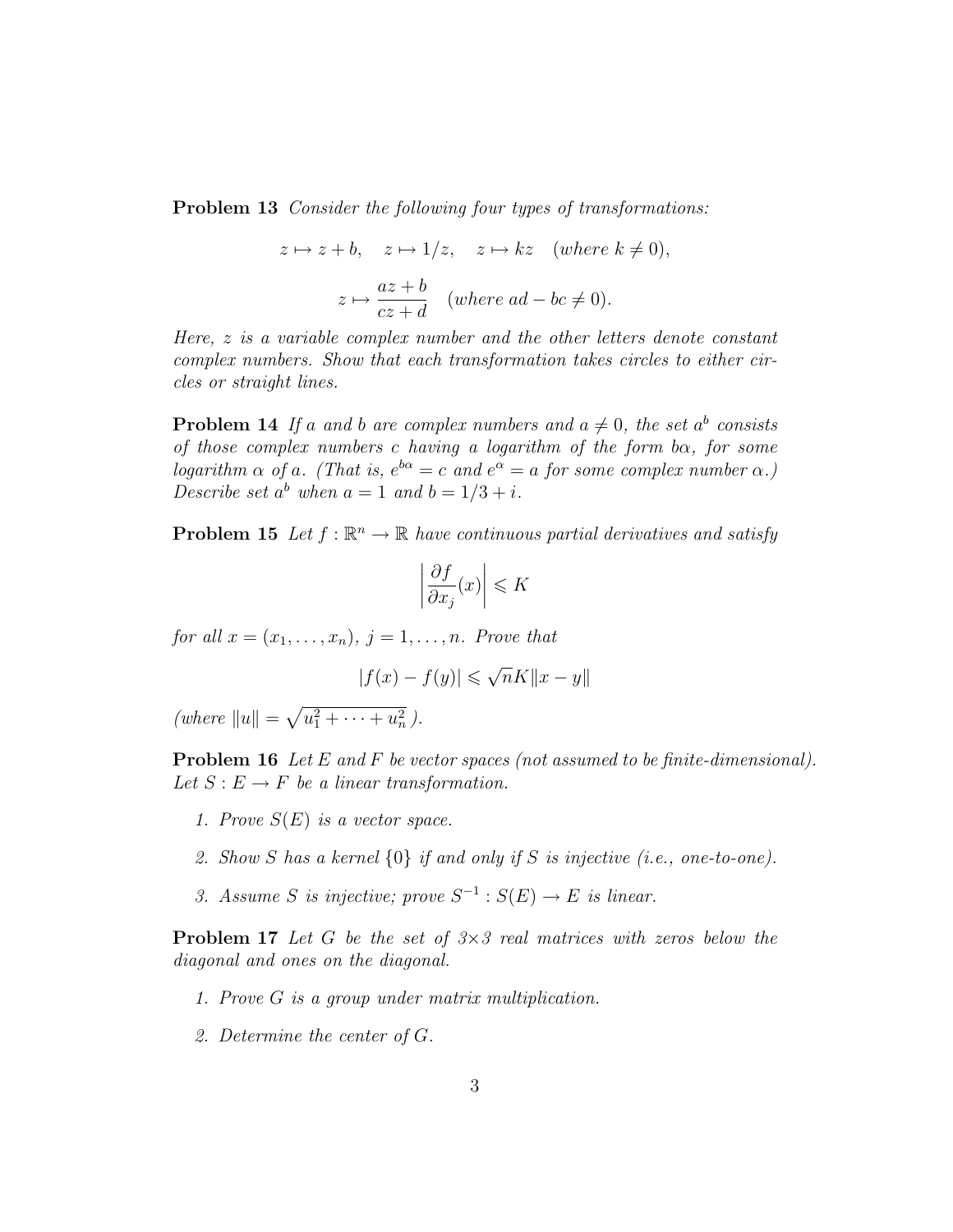**Problem 13** *Consider the following four types of transformations:*

$$z \mapsto z + b, \quad z \mapsto 1/z, \quad z \mapsto kz \quad (\text{where } k \neq 0),$$

$$z \mapsto \frac{az+b}{cz+d} \quad (\text{where } ad - bc \neq 0).$$

*Here, $z$ is a variable complex number and the other letters denote constant complex numbers. Show that each transformation takes circles to either circles or straight lines.*

**Problem 14** *If $a$ and $b$ are complex numbers and $a \neq 0$, the set $a^b$ consists of those complex numbers $c$ having a logarithm of the form $b\alpha$, for some logarithm $\alpha$ of $a$. (That is, $e^{b\alpha} = c$ and $e^{\alpha} = a$ for some complex number $\alpha$.) Describe set $a^b$ when $a = 1$ and $b = 1/3 + i$.*

**Problem 15** *Let $f : \mathbb{R}^n \to \mathbb{R}$ have continuous partial derivatives and satisfy*

$$\left| \frac{\partial f}{\partial x_j}(x) \right| \leqslant K$$

*for all $x = (x_1, \ldots, x_n)$, $j = 1, \ldots, n$. Prove that*

$$|f(x) - f(y)| \leqslant \sqrt{n} K \|x - y\|$$

*(where $\|u\| = \sqrt{u_1^2 + \cdots + u_n^2}$ ).*

**Problem 16** *Let $E$ and $F$ be vector spaces (not assumed to be finite-dimensional). Let $S : E \to F$ be a linear transformation.*

1. *Prove $S(E)$ is a vector space.*
2. *Show $S$ has a kernel $\{0\}$ if and only if $S$ is injective (i.e., one-to-one).*
3. *Assume $S$ is injective; prove $S^{-1} : S(E) \to E$ is linear.*

**Problem 17** *Let $G$ be the set of $3 \times 3$ real matrices with zeros below the diagonal and ones on the diagonal.*

1. *Prove $G$ is a group under matrix multiplication.*
2. *Determine the center of $G$.*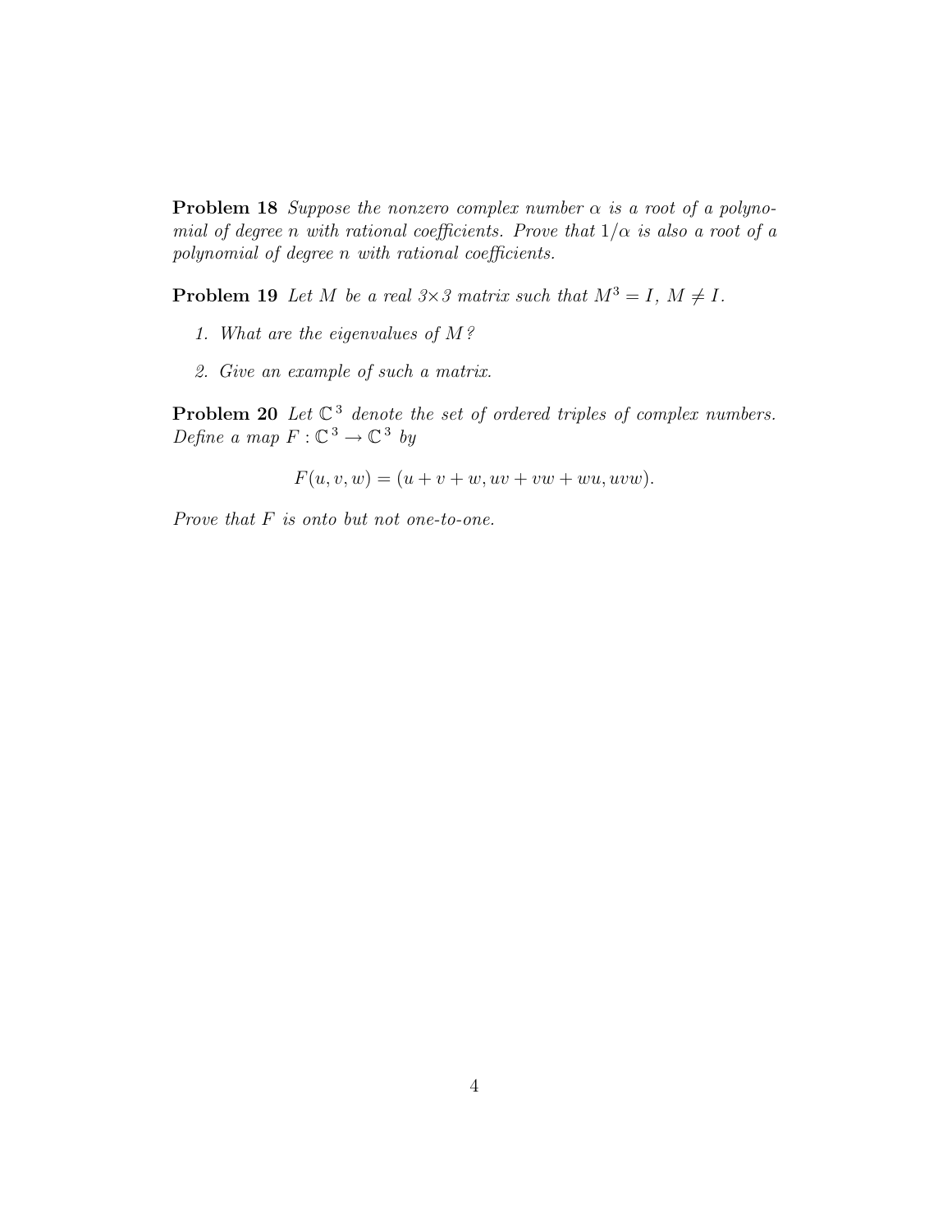**Problem 18** *Suppose the nonzero complex number $\alpha$ is a root of a polynomial of degree $n$ with rational coefficients. Prove that $1/\alpha$ is also a root of a polynomial of degree $n$ with rational coefficients.*

**Problem 19** *Let $M$ be a real $3 \times 3$ matrix such that $M^3 = I$, $M \neq I$.*

1. *What are the eigenvalues of $M$?*
2. *Give an example of such a matrix.*

**Problem 20** *Let $\mathbb{C}^3$ denote the set of ordered triples of complex numbers. Define a map $F : \mathbb{C}^3 \to \mathbb{C}^3$ by*

$$F(u, v, w) = (u + v + w, uv + vw + wu, uvw).$$

*Prove that $F$ is onto but not one-to-one.*